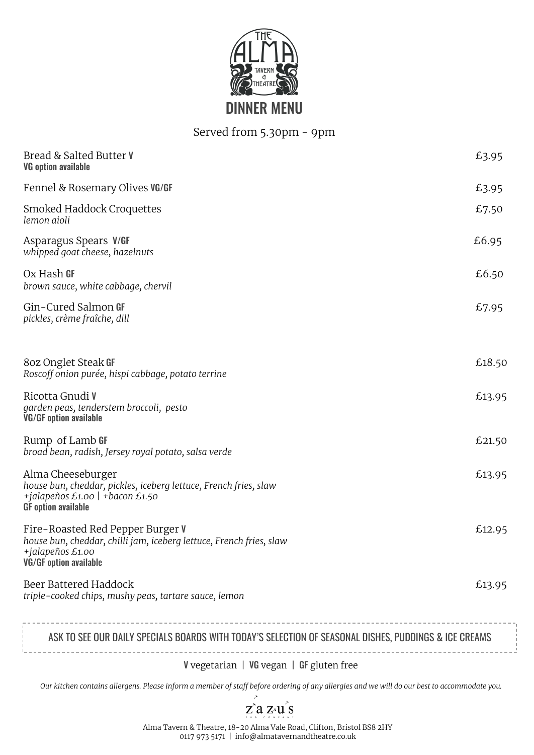THE ALMA TAVERN & THEATRE

# DINNER MENU

Served from 5.30pm - 9pm

Bread & Salted Butter **V** — £3.95
**VG option available**

Fennel & Rosemary Olives **VG/GF** — £3.95

Smoked Haddock Croquettes — £7.50
*lemon aioli*

Asparagus Spears **V/GF** — £6.95
*whipped goat cheese, hazelnuts*

Ox Hash **GF** — £6.50
*brown sauce, white cabbage, chervil*

Gin-Cured Salmon **GF** — £7.95
*pickles, crème fraîche, dill*

8oz Onglet Steak **GF** — £18.50
*Roscoff onion purée, hispi cabbage, potato terrine*

Ricotta Gnudi **V** — £13.95
*garden peas, tenderstem broccoli, pesto*
**VG/GF option available**

Rump of Lamb **GF** — £21.50
*broad bean, radish, Jersey royal potato, salsa verde*

Alma Cheeseburger — £13.95
*house bun, cheddar, pickles, iceberg lettuce, French fries, slaw*
*+jalapeños £1.00 | +bacon £1.50*
**GF option available**

Fire-Roasted Red Pepper Burger **V** — £12.95
*house bun, cheddar, chilli jam, iceberg lettuce, French fries, slaw*
*+jalapeños £1.00*
**VG/GF option available**

Beer Battered Haddock — £13.95
*triple-cooked chips, mushy peas, tartare sauce, lemon*

ASK TO SEE OUR DAILY SPECIALS BOARDS WITH TODAY'S SELECTION OF SEASONAL DISHES, PUDDINGS & ICE CREAMS

**V** vegetarian | **VG** vegan | **GF** gluten free

*Our kitchen contains allergens. Please inform a member of staff before ordering of any allergies and we will do our best to accommodate you.*

zazu's PUB COMPANY

Alma Tavern & Theatre, 18-20 Alma Vale Road, Clifton, Bristol BS8 2HY
0117 973 5171 | info@almatavernandtheatre.co.uk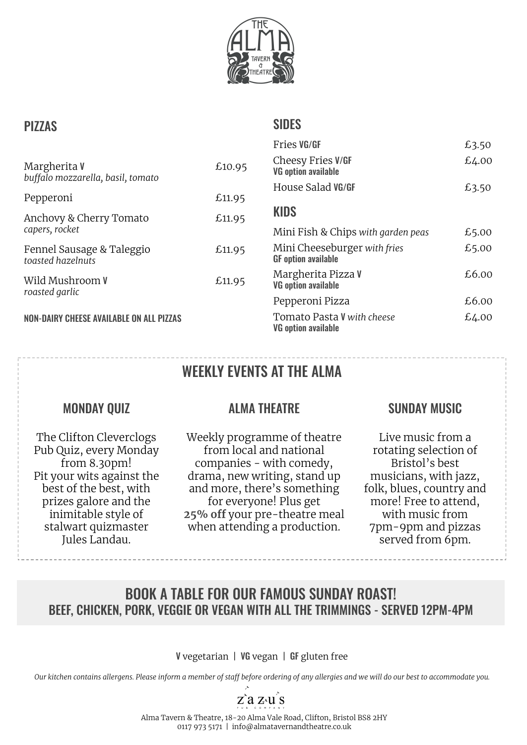THE ALMA TAVERN & THEATRE

## PIZZAS

| | |
|---|---|
| Margherita **V**<br>*buffalo mozzarella, basil, tomato* | £10.95 |
| Pepperoni | £11.95 |
| Anchovy & Cherry Tomato<br>*capers, rocket* | £11.95 |
| Fennel Sausage & Taleggio<br>*toasted hazelnuts* | £11.95 |
| Wild Mushroom **V**<br>*roasted garlic* | £11.95 |

**NON-DAIRY CHEESE AVAILABLE ON ALL PIZZAS**

## SIDES

| | |
|---|---|
| Fries **VG/GF** | £3.50 |
| Cheesy Fries **V/GF**<br>**VG option available** | £4.00 |
| House Salad **VG/GF** | £3.50 |

## KIDS

| | |
|---|---|
| Mini Fish & Chips *with garden peas* | £5.00 |
| Mini Cheeseburger *with fries*<br>**GF option available** | £5.00 |
| Margherita Pizza **V**<br>**VG option available** | £6.00 |
| Pepperoni Pizza | £6.00 |
| Tomato Pasta **V** *with cheese*<br>**VG option available** | £4.00 |

## WEEKLY EVENTS AT THE ALMA

### MONDAY QUIZ

The Clifton Cleverclogs Pub Quiz, every Monday from 8.30pm! Pit your wits against the best of the best, with prizes galore and the inimitable style of stalwart quizmaster Jules Landau.

### ALMA THEATRE

Weekly programme of theatre from local and national companies - with comedy, drama, new writing, stand up and more, there's something for everyone! Plus get **25% off** your pre-theatre meal when attending a production.

### SUNDAY MUSIC

Live music from a rotating selection of Bristol's best musicians, with jazz, folk, blues, country and more! Free to attend, with music from 7pm-9pm and pizzas served from 6pm.

## BOOK A TABLE FOR OUR FAMOUS SUNDAY ROAST!
### BEEF, CHICKEN, PORK, VEGGIE OR VEGAN WITH ALL THE TRIMMINGS - SERVED 12PM-4PM

**V** vegetarian | **VG** vegan | **GF** gluten free

*Our kitchen contains allergens. Please inform a member of staff before ordering of any allergies and we will do our best to accommodate you.*

zazu's PUB COMPANY

Alma Tavern & Theatre, 18-20 Alma Vale Road, Clifton, Bristol BS8 2HY
0117 973 5171 | info@almatavernandtheatre.co.uk